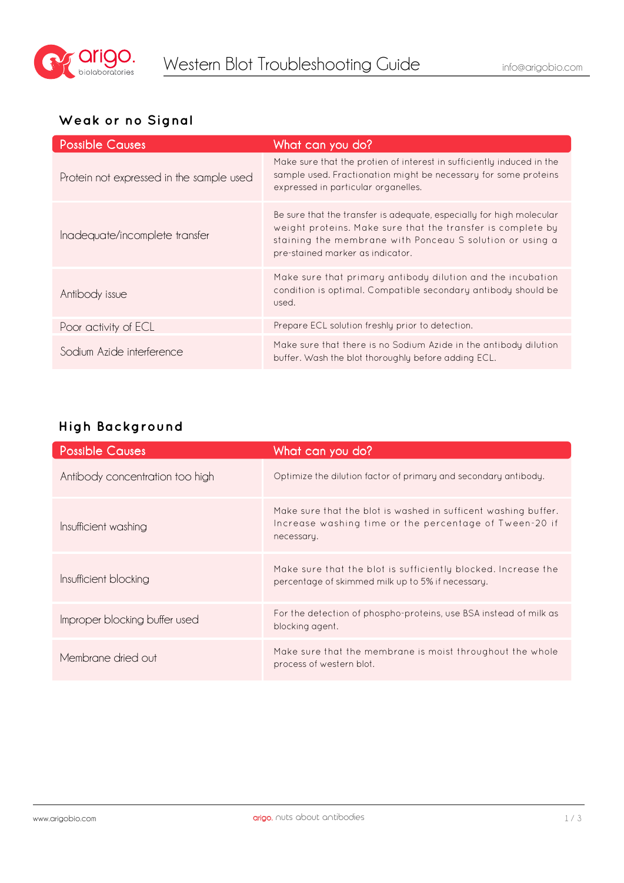# Western Blot Troubleshooting Guide

## Weak or no Signal

| Possible Causes | What can you do? |
|---|---|
| Protein not expressed in the sample used | Make sure that the protien of interest in sufficiently induced in the sample used. Fractionation might be necessary for some proteins expressed in particular organelles. |
| Inadequate/incomplete transfer | Be sure that the transfer is adequate, especially for high molecular weight proteins. Make sure that the transfer is complete by staining the membrane with Ponceau S solution or using a pre-stained marker as indicator. |
| Antibody issue | Make sure that primary antibody dilution and the incubation condition is optimal. Compatible secondary antibody should be used. |
| Poor activity of ECL | Prepare ECL solution freshly prior to detection. |
| Sodium Azide interference | Make sure that there is no Sodium Azide in the antibody dilution buffer. Wash the blot thoroughly before adding ECL. |

## High Background

| Possible Causes | What can you do? |
|---|---|
| Antibody concentration too high | Optimize the dilution factor of primary and secondary antibody. |
| Insufficient washing | Make sure that the blot is washed in sufficent washing buffer. Increase washing time or the percentage of Tween-20 if necessary. |
| Insufficient blocking | Make sure that the blot is sufficiently blocked. Increase the percentage of skimmed milk up to 5% if necessary. |
| Improper blocking buffer used | For the detection of phospho-proteins, use BSA instead of milk as blocking agent. |
| Membrane dried out | Make sure that the membrane is moist throughout the whole process of western blot. |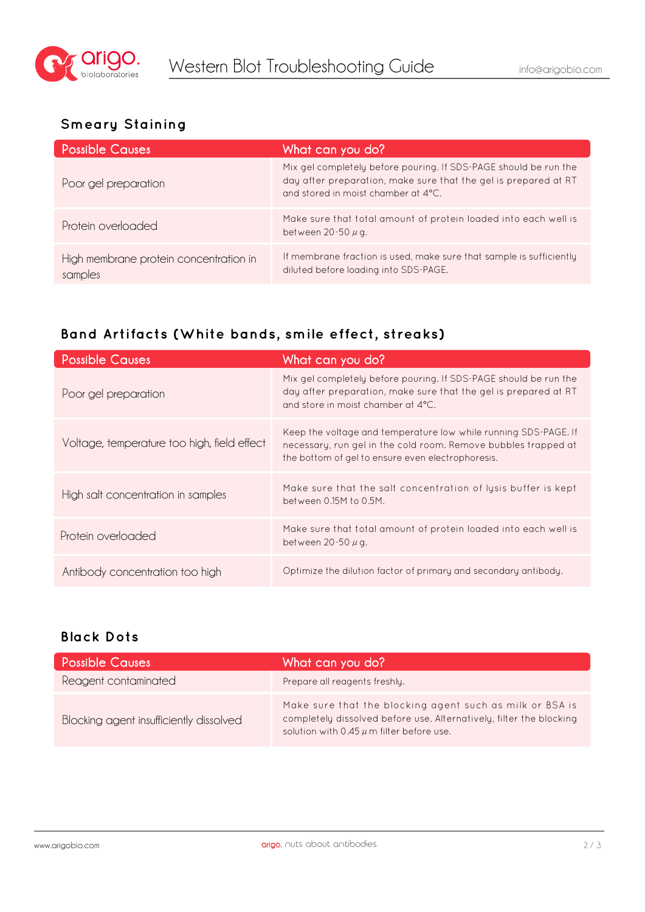## Smeary Staining

| Possible Causes | What can you do? |
|---|---|
| Poor gel preparation | Mix gel completely before pouring. If SDS-PAGE should be run the day after preparation, make sure that the gel is prepared at RT and stored in moist chamber at 4°C. |
| Protein overloaded | Make sure that total amount of protein loaded into each well is between 20-50 $\mu$g. |
| High membrane protein concentration in samples | If membrane fraction is used, make sure that sample is sufficiently diluted before loading into SDS-PAGE. |

## Band Artifacts (White bands, smile effect, streaks)

| Possible Causes | What can you do? |
|---|---|
| Poor gel preparation | Mix gel completely before pouring. If SDS-PAGE should be run the day after preparation, make sure that the gel is prepared at RT and store in moist chamber at 4°C. |
| Voltage, temperature too high, field effect | Keep the voltage and temperature low while running SDS-PAGE. If necessary, run gel in the cold room. Remove bubbles trapped at the bottom of gel to ensure even electrophoresis. |
| High salt concentration in samples | Make sure that the salt concentration of lysis buffer is kept between 0.15M to 0.5M. |
| Protein overloaded | Make sure that total amount of protein loaded into each well is between 20-50 $\mu$g. |
| Antibody concentration too high | Optimize the dilution factor of primary and secondary antibody. |

## Black Dots

| Possible Causes | What can you do? |
|---|---|
| Reagent contaminated | Prepare all reagents freshly. |
| Blocking agent insufficiently dissolved | Make sure that the blocking agent such as milk or BSA is completely dissolved before use. Alternatively, filter the blocking solution with 0.45 $\mu$m filter before use. |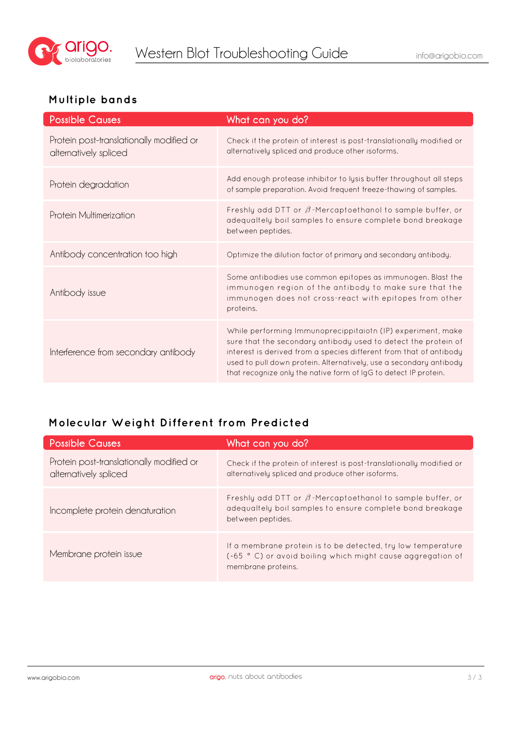## Multiple bands

| Possible Causes | What can you do? |
|---|---|
| Protein post-translationally modified or alternatively spliced | Check if the protein of interest is post-translationally modified or alternatively spliced and produce other isoforms. |
| Protein degradation | Add enough protease inhibitor to lysis buffer throughout all steps of sample preparation. Avoid frequent freeze-thawing of samples. |
| Protein Multimerization | Freshly add DTT or $\beta$-Mercaptoethanol to sample buffer, or adequqltely boil samples to ensure complete bond breakage between peptides. |
| Antibody concentration too high | Optimize the dilution factor of primary and secondary antibody. |
| Antibody issue | Some antibodies use common epitopes as immunogen. Blast the immunogen region of the antibody to make sure that the immunogen does not cross-react with epitopes from other proteins. |
| Interference from secondary antibody | While performing Immunoprecippitaiotn (IP) experiment, make sure that the secondary antibody used to detect the protein of interest is derived from a species different from that of antibody used to pull down protein. Alternatively, use a secondary antibody that recognize only the native form of IgG to detect IP protein. |

## Molecular Weight Different from Predicted

| Possible Causes | What can you do? |
|---|---|
| Protein post-translationally modified or alternatively spliced | Check if the protein of interest is post-translationally modified or alternatively spliced and produce other isoforms. |
| Incomplete protein denaturation | Freshly add DTT or $\beta$-Mercaptoethanol to sample buffer, or adequqltely boil samples to ensure complete bond breakage between peptides. |
| Membrane protein issue | If a membrane protein is to be detected, try low temperature (~65 °C) or avoid boiling which might cause aggregation of membrane proteins. |